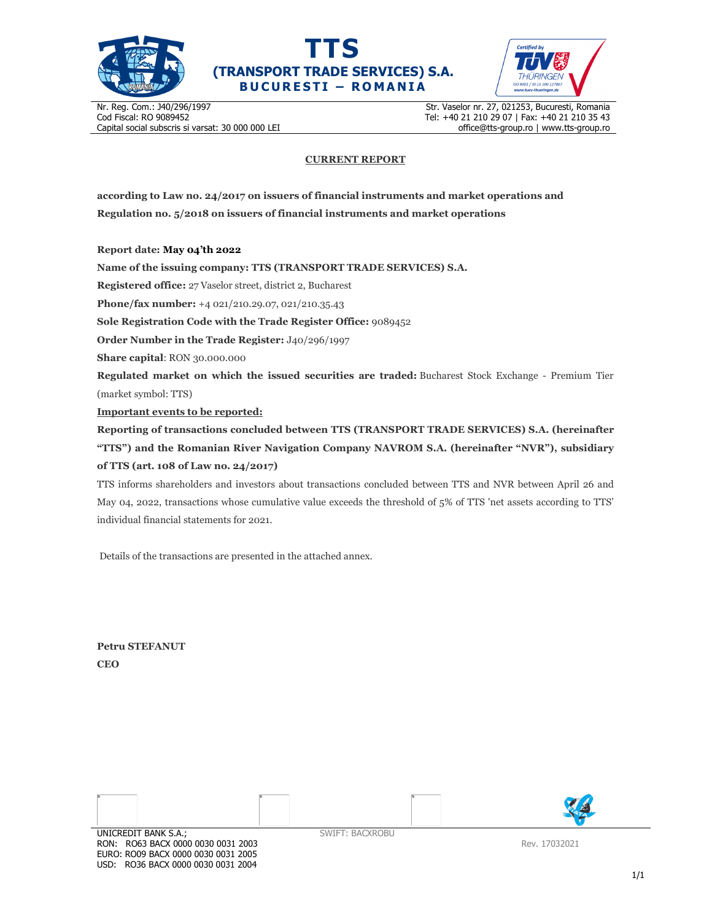# TTS
## (TRANSPORT TRADE SERVICES) S.A.
**BUCURESTI – ROMANIA**

Nr. Reg. Com.: J40/296/1997
Cod Fiscal: RO 9089452
Capital social subscris si varsat: 30 000 000 LEI

Str. Vaselor nr. 27, 021253, Bucuresti, Romania
Tel: +40 21 210 29 07 | Fax: +40 21 210 35 43
office@tts-group.ro | www.tts-group.ro

**CURRENT REPORT**

**according to Law no. 24/2017 on issuers of financial instruments and market operations and Regulation no. 5/2018 on issuers of financial instruments and market operations**

**Report date: May 04'th 2022**

**Name of the issuing company: TTS (TRANSPORT TRADE SERVICES) S.A.**

**Registered office:** 27 Vaselor street, district 2, Bucharest

**Phone/fax number:** +4 021/210.29.07, 021/210.35.43

**Sole Registration Code with the Trade Register Office:** 9089452

**Order Number in the Trade Register:** J40/296/1997

**Share capital**: RON 30.000.000

**Regulated market on which the issued securities are traded:** Bucharest Stock Exchange - Premium Tier (market symbol: TTS)

**Important events to be reported:**

**Reporting of transactions concluded between TTS (TRANSPORT TRADE SERVICES) S.A. (hereinafter "TTS") and the Romanian River Navigation Company NAVROM S.A. (hereinafter "NVR"), subsidiary of TTS (art. 108 of Law no. 24/2017)**

TTS informs shareholders and investors about transactions concluded between TTS and NVR between April 26 and May 04, 2022, transactions whose cumulative value exceeds the threshold of 5% of TTS 'net assets according to TTS' individual financial statements for 2021.

Details of the transactions are presented in the attached annex.

**Petru STEFANUT**
**CEO**

UNICREDIT BANK S.A.;
RON: RO63 BACX 0000 0030 0031 2003
EURO: RO09 BACX 0000 0030 0031 2005
USD: RO36 BACX 0000 0030 0031 2004

SWIFT: BACXROBU

Rev. 17032021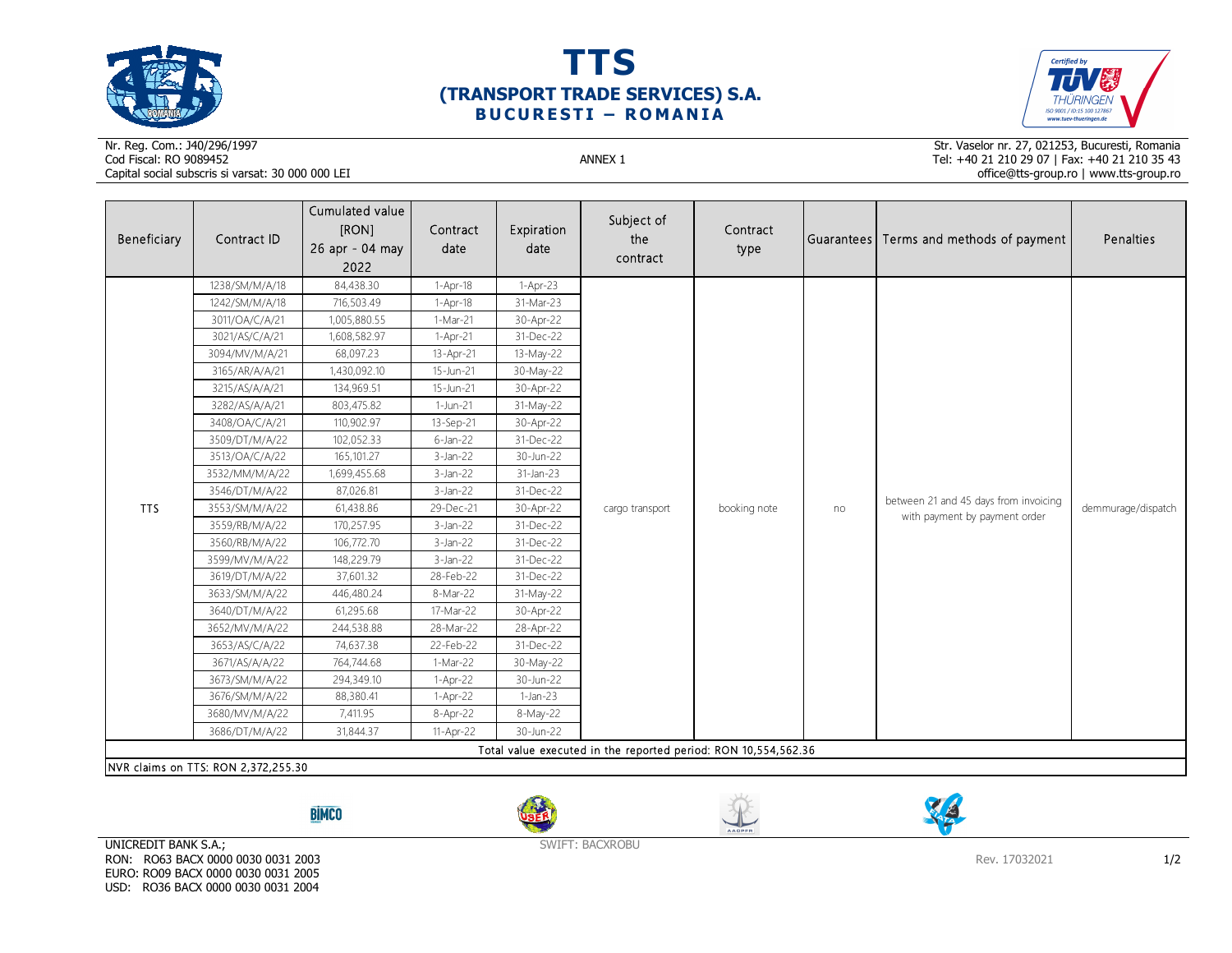# TTS

## (TRANSPORT TRADE SERVICES) S.A.

### BUCURESTI – ROMANIA

Nr. Reg. Com.: J40/296/1997
Cod Fiscal: RO 9089452
Capital social subscris si varsat: 30 000 000 LEI

ANNEX 1

Str. Vaselor nr. 27, 021253, Bucuresti, Romania
Tel: +40 21 210 29 07 | Fax: +40 21 210 35 43
office@tts-group.ro | www.tts-group.ro

| Beneficiary | Contract ID | Cumulated value [RON] 26 apr - 04 may 2022 | Contract date | Expiration date | Subject of the contract | Contract type | Guarantees | Terms and methods of payment | Penalties |
|---|---|---|---|---|---|---|---|---|---|
| TTS | 1238/SM/M/A/18 | 84,438.30 | 1-Apr-18 | 1-Apr-23 | cargo transport | booking note | no | between 21 and 45 days from invoicing with payment by payment order | demmurage/dispatch |
| | 1242/SM/M/A/18 | 716,503.49 | 1-Apr-18 | 31-Mar-23 | | | | | |
| | 3011/OA/C/A/21 | 1,005,880.55 | 1-Mar-21 | 30-Apr-22 | | | | | |
| | 3021/AS/C/A/21 | 1,608,582.97 | 1-Apr-21 | 31-Dec-22 | | | | | |
| | 3094/MV/M/A/21 | 68,097.23 | 13-Apr-21 | 13-May-22 | | | | | |
| | 3165/AR/A/A/21 | 1,430,092.10 | 15-Jun-21 | 30-May-22 | | | | | |
| | 3215/AS/A/A/21 | 134,969.51 | 15-Jun-21 | 30-Apr-22 | | | | | |
| | 3282/AS/A/A/21 | 803,475.82 | 1-Jun-21 | 31-May-22 | | | | | |
| | 3408/OA/C/A/21 | 110,902.97 | 13-Sep-21 | 30-Apr-22 | | | | | |
| | 3509/DT/M/A/22 | 102,052.33 | 6-Jan-22 | 31-Dec-22 | | | | | |
| | 3513/OA/C/A/22 | 165,101.27 | 3-Jan-22 | 30-Jun-22 | | | | | |
| | 3532/MM/M/A/22 | 1,699,455.68 | 3-Jan-22 | 31-Jan-23 | | | | | |
| | 3546/DT/M/A/22 | 87,026.81 | 3-Jan-22 | 31-Dec-22 | | | | | |
| | 3553/SM/M/A/22 | 61,438.86 | 29-Dec-21 | 30-Apr-22 | | | | | |
| | 3559/RB/M/A/22 | 170,257.95 | 3-Jan-22 | 31-Dec-22 | | | | | |
| | 3560/RB/M/A/22 | 106,772.70 | 3-Jan-22 | 31-Dec-22 | | | | | |
| | 3599/MV/M/A/22 | 148,229.79 | 3-Jan-22 | 31-Dec-22 | | | | | |
| | 3619/DT/M/A/22 | 37,601.32 | 28-Feb-22 | 31-Dec-22 | | | | | |
| | 3633/SM/M/A/22 | 446,480.24 | 8-Mar-22 | 31-May-22 | | | | | |
| | 3640/DT/M/A/22 | 61,295.68 | 17-Mar-22 | 30-Apr-22 | | | | | |
| | 3652/MV/M/A/22 | 244,538.88 | 28-Mar-22 | 28-Apr-22 | | | | | |
| | 3653/AS/C/A/22 | 74,637.38 | 22-Feb-22 | 31-Dec-22 | | | | | |
| | 3671/AS/A/A/22 | 764,744.68 | 1-Mar-22 | 30-May-22 | | | | | |
| | 3673/SM/M/A/22 | 294,349.10 | 1-Apr-22 | 30-Jun-22 | | | | | |
| | 3676/SM/M/A/22 | 88,380.41 | 1-Apr-22 | 1-Jan-23 | | | | | |
| | 3680/MV/M/A/22 | 7,411.95 | 8-Apr-22 | 8-May-22 | | | | | |
| | 3686/DT/M/A/22 | 31,844.37 | 11-Apr-22 | 30-Jun-22 | | | | | |
| Total value executed in the reported period: RON 10,554,562.36 | | | | | | | | | |

NVR claims on TTS: RON 2,372,255.30

UNICREDIT BANK S.A.;
RON: RO63 BACX 0000 0030 0031 2003
EURO: RO09 BACX 0000 0030 0031 2005
USD: RO36 BACX 0000 0030 0031 2004

SWIFT: BACXROBU

Rev. 17032021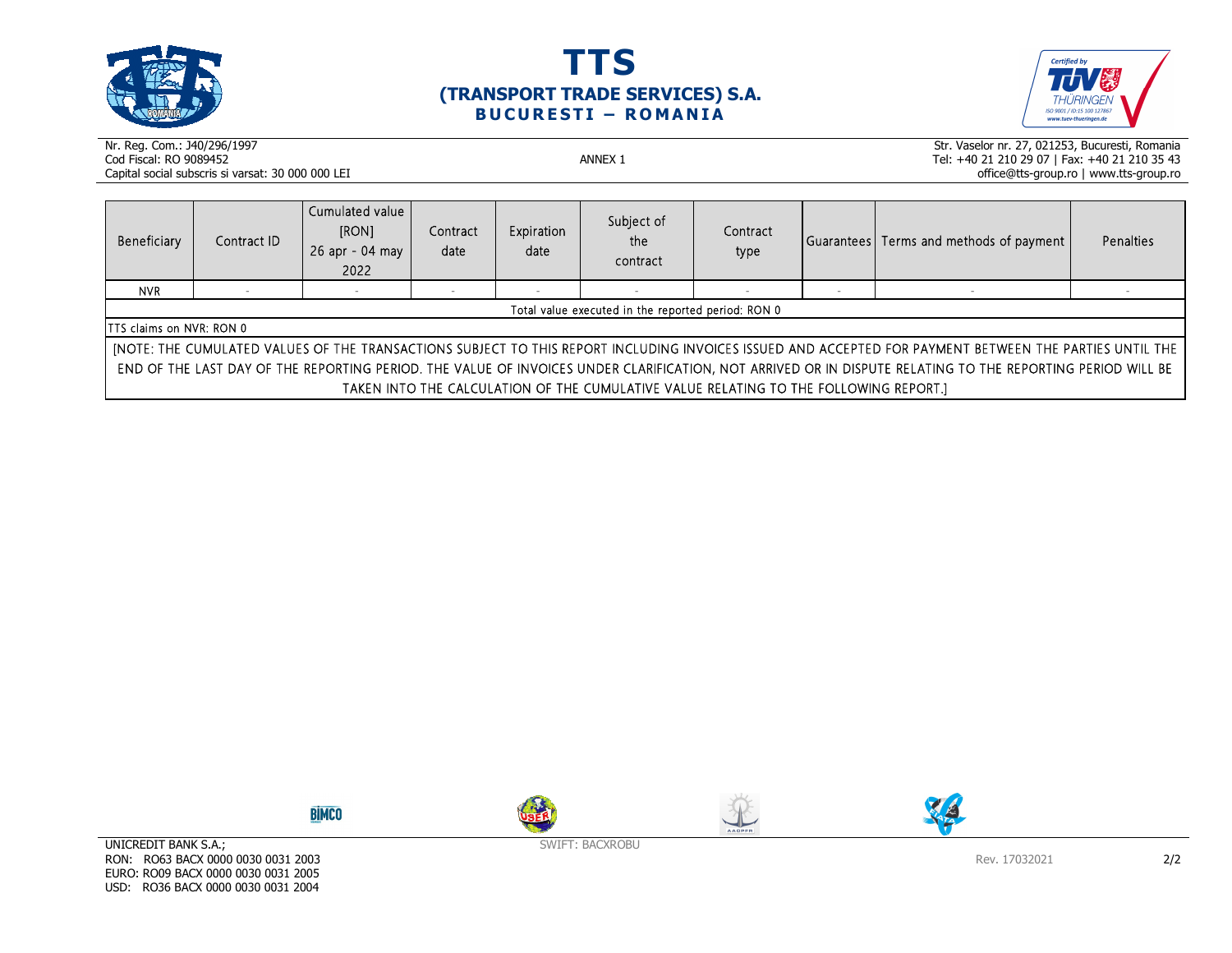ANNEX 1

| Beneficiary | Contract ID | Cumulated value [RON] 26 apr - 04 may 2022 | Contract date | Expiration date | Subject of the contract | Contract type | Guarantees | Terms and methods of payment | Penalties |
|---|---|---|---|---|---|---|---|---|---|
| NVR | - | - | - | - | - | - | - | - | - |

Total value executed in the reported period: RON 0

TTS claims on NVR: RON 0

[NOTE: THE CUMULATED VALUES OF THE TRANSACTIONS SUBJECT TO THIS REPORT INCLUDING INVOICES ISSUED AND ACCEPTED FOR PAYMENT BETWEEN THE PARTIES UNTIL THE END OF THE LAST DAY OF THE REPORTING PERIOD. THE VALUE OF INVOICES UNDER CLARIFICATION, NOT ARRIVED OR IN DISPUTE RELATING TO THE REPORTING PERIOD WILL BE TAKEN INTO THE CALCULATION OF THE CUMULATIVE VALUE RELATING TO THE FOLLOWING REPORT.]